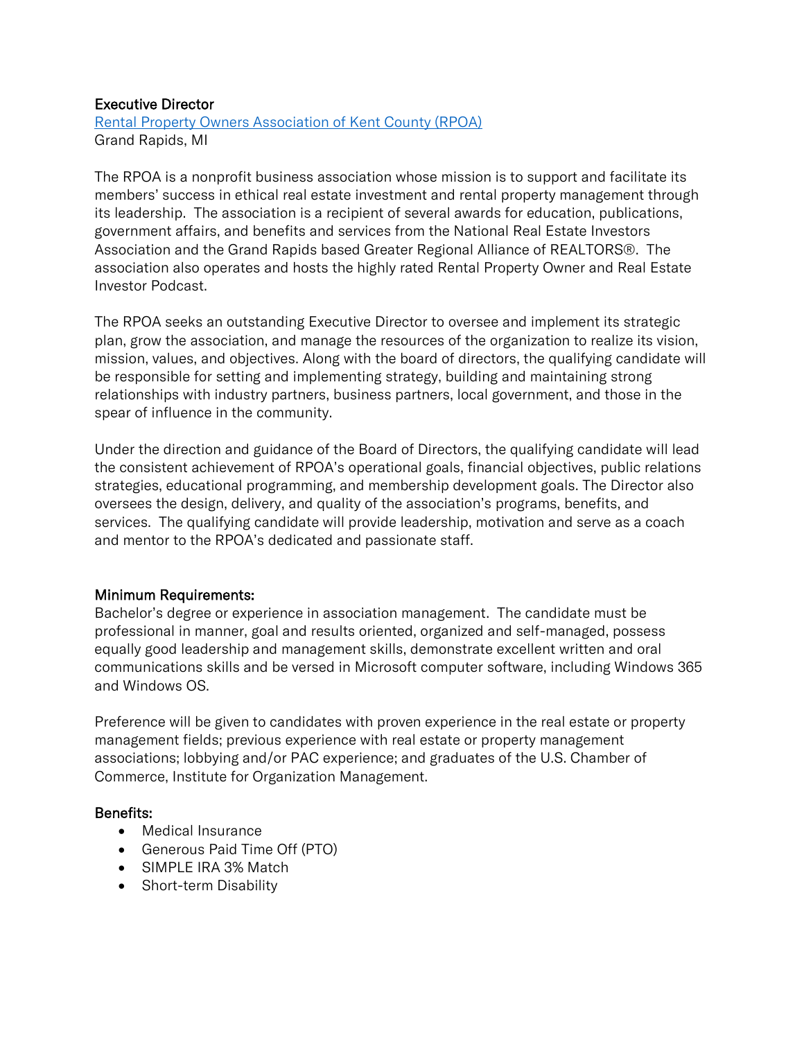**Executive Director**
[Rental Property Owners Association of Kent County (RPOA)]
Grand Rapids, MI

The RPOA is a nonprofit business association whose mission is to support and facilitate its members' success in ethical real estate investment and rental property management through its leadership. The association is a recipient of several awards for education, publications, government affairs, and benefits and services from the National Real Estate Investors Association and the Grand Rapids based Greater Regional Alliance of REALTORS®. The association also operates and hosts the highly rated Rental Property Owner and Real Estate Investor Podcast.

The RPOA seeks an outstanding Executive Director to oversee and implement its strategic plan, grow the association, and manage the resources of the organization to realize its vision, mission, values, and objectives. Along with the board of directors, the qualifying candidate will be responsible for setting and implementing strategy, building and maintaining strong relationships with industry partners, business partners, local government, and those in the spear of influence in the community.

Under the direction and guidance of the Board of Directors, the qualifying candidate will lead the consistent achievement of RPOA's operational goals, financial objectives, public relations strategies, educational programming, and membership development goals. The Director also oversees the design, delivery, and quality of the association's programs, benefits, and services. The qualifying candidate will provide leadership, motivation and serve as a coach and mentor to the RPOA's dedicated and passionate staff.

**Minimum Requirements:**
Bachelor's degree or experience in association management. The candidate must be professional in manner, goal and results oriented, organized and self-managed, possess equally good leadership and management skills, demonstrate excellent written and oral communications skills and be versed in Microsoft computer software, including Windows 365 and Windows OS.

Preference will be given to candidates with proven experience in the real estate or property management fields; previous experience with real estate or property management associations; lobbying and/or PAC experience; and graduates of the U.S. Chamber of Commerce, Institute for Organization Management.

**Benefits:**

- Medical Insurance
- Generous Paid Time Off (PTO)
- SIMPLE IRA 3% Match
- Short-term Disability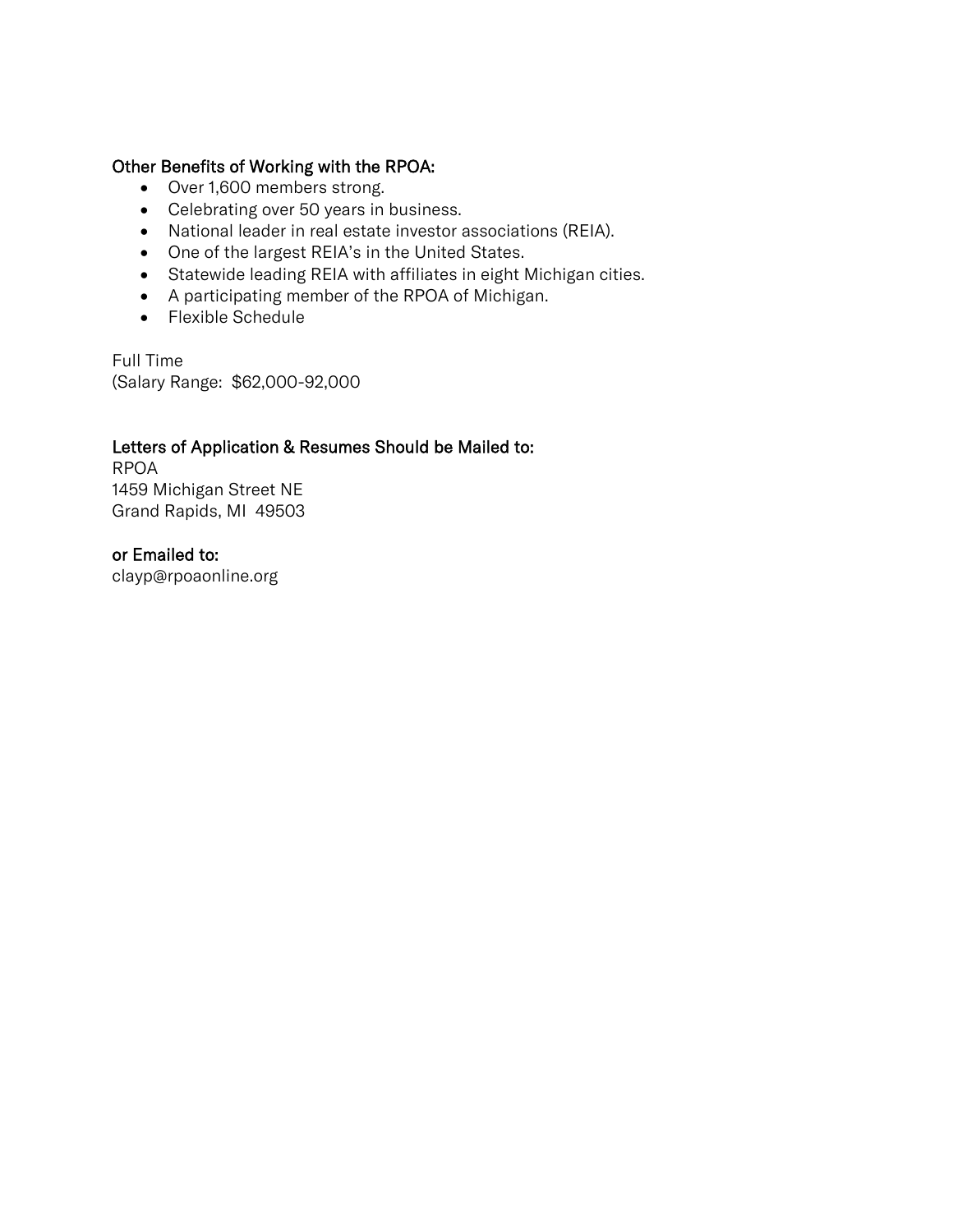**Other Benefits of Working with the RPOA:**

- Over 1,600 members strong.
- Celebrating over 50 years in business.
- National leader in real estate investor associations (REIA).
- One of the largest REIA's in the United States.
- Statewide leading REIA with affiliates in eight Michigan cities.
- A participating member of the RPOA of Michigan.
- Flexible Schedule

Full Time
(Salary Range: $62,000-92,000

**Letters of Application & Resumes Should be Mailed to:**
RPOA
1459 Michigan Street NE
Grand Rapids, MI 49503

**or Emailed to:**
clayp@rpoaonline.org